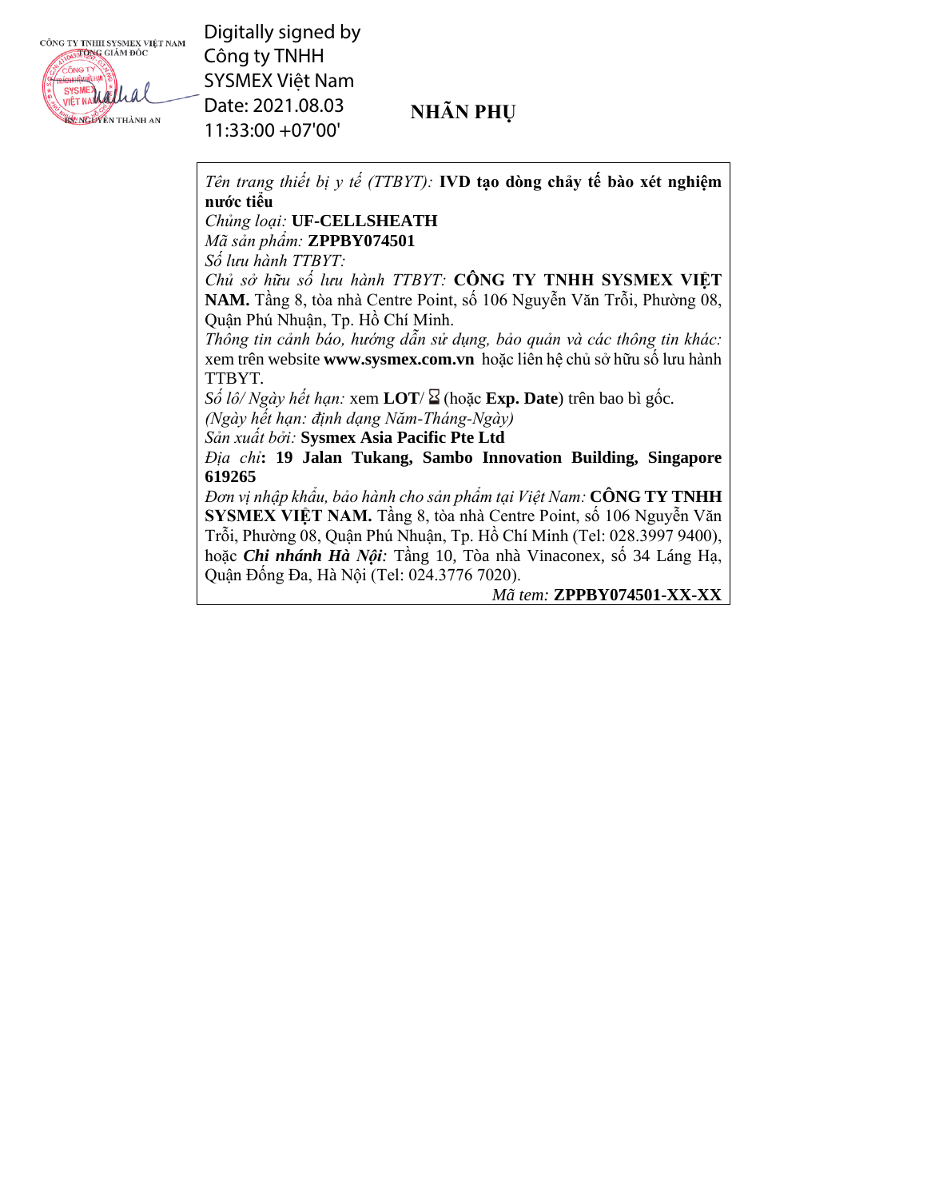CÔNG TY TNHH SYSMEX VIỆT NAM
TỔNG GIÁM ĐỐC

BS. NGUYỄN THÀNH AN

Digitally signed by Công ty TNHH SYSMEX Việt Nam
Date: 2021.08.03 11:33:00 +07'00'

# NHÃN PHỤ

*Tên trang thiết bị y tế (TTBYT):* **IVD tạo dòng chảy tế bào xét nghiệm nước tiểu**
*Chủng loại:* **UF-CELLSHEATH**
*Mã sản phẩm:* **ZPPBY074501**
*Số lưu hành TTBYT:*
*Chủ sở hữu số lưu hành TTBYT:* **CÔNG TY TNHH SYSMEX VIỆT NAM.** Tầng 8, tòa nhà Centre Point, số 106 Nguyễn Văn Trỗi, Phường 08, Quận Phú Nhuận, Tp. Hồ Chí Minh.
*Thông tin cảnh báo, hướng dẫn sử dụng, bảo quản và các thông tin khác:* xem trên website **www.sysmex.com.vn** hoặc liên hệ chủ sở hữu số lưu hành TTBYT.
*Số lô/ Ngày hết hạn:* xem **LOT**/ ⌛ (hoặc **Exp. Date**) trên bao bì gốc.
*(Ngày hết hạn: định dạng Năm-Tháng-Ngày)*
*Sản xuất bởi:* **Sysmex Asia Pacific Pte Ltd**
*Địa chỉ*: **19 Jalan Tukang, Sambo Innovation Building, Singapore 619265**
*Đơn vị nhập khẩu, bảo hành cho sản phẩm tại Việt Nam:* **CÔNG TY TNHH SYSMEX VIỆT NAM.** Tầng 8, tòa nhà Centre Point, số 106 Nguyễn Văn Trỗi, Phường 08, Quận Phú Nhuận, Tp. Hồ Chí Minh (Tel: 028.3997 9400), hoặc ***Chi nhánh Hà Nội:*** Tầng 10, Tòa nhà Vinaconex, số 34 Láng Hạ, Quận Đống Đa, Hà Nội (Tel: 024.3776 7020).

*Mã tem:* **ZPPBY074501-XX-XX**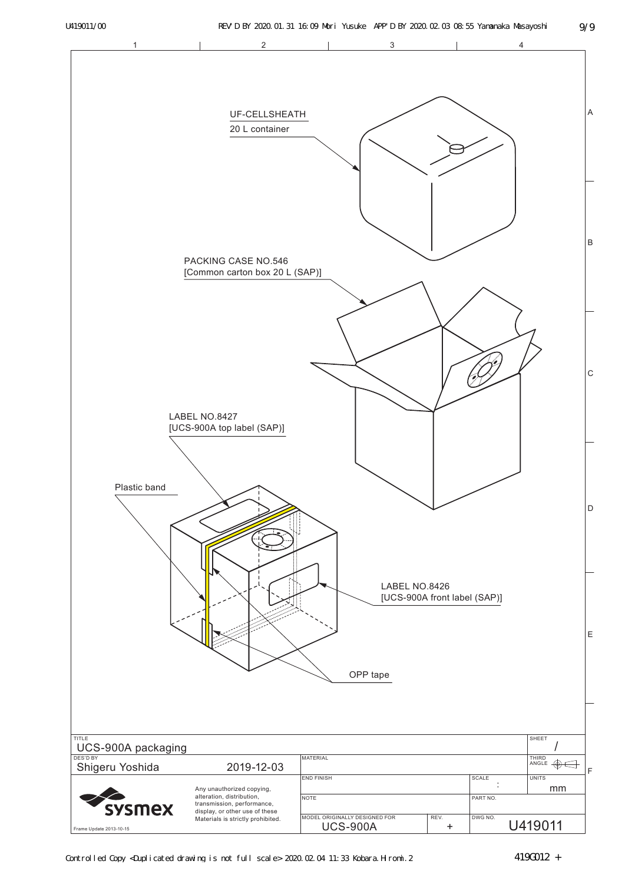UF-CELLSHEATH
20 L container

PACKING CASE NO.546
[Common carton box 20 L (SAP)]

LABEL NO.8427
[UCS-900A top label (SAP)]

Plastic band

LABEL NO.8426
[UCS-900A front label (SAP)]

OPP tape

| TITLE | | | | | SHEET |
|---|---|---|---|---|---|
| UCS-900A packaging | | | | | / |
| DES'D BY: Shigeru Yoshida | 2019-12-03 | MATERIAL | | | THIRD ANGLE |
| | | END FINISH | | SCALE : | UNITS mm |
| sysmex | Any unauthorized copying, alteration, distribution, transmission, performance, display, or other use of these Materials is strictly prohibited. | NOTE | | PART NO. | |
| Frame Update 2013-10-15 | | MODEL ORIGINALLY DESIGNED FOR: UCS-900A | REV. + | DWG NO. | U419011 |

U419011/00 REV'D BY 2020.01.31 16:09 Mori Yusuke APP'D BY 2020.02.03 08:55 Yamanaka Masayoshi

Controlled Copy <Duplicated drawing is not full scale> 2020.02.04 11:33 Kobara.Hiromi.2

419G012 +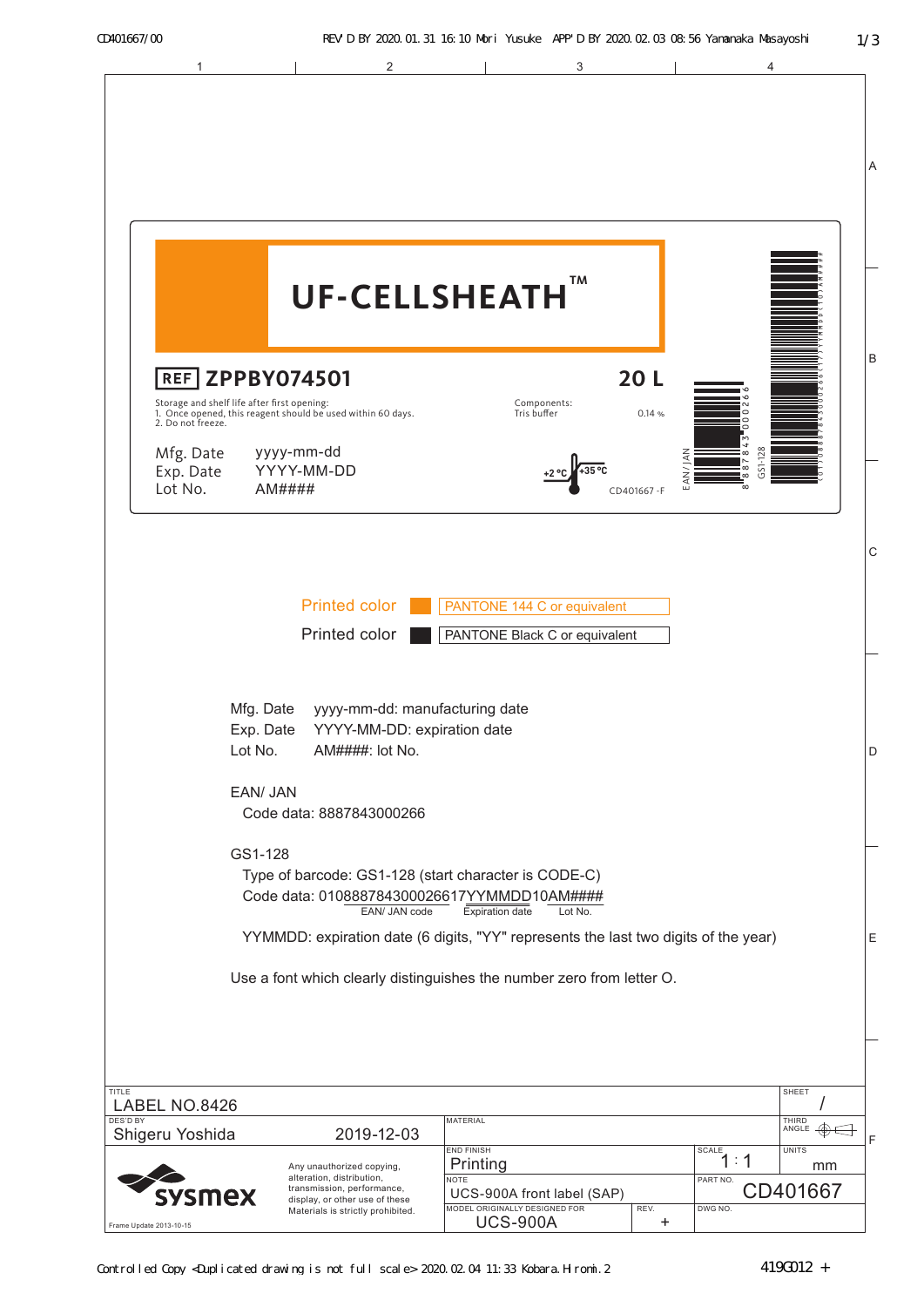CD401667/00 REV'D BY 2020.01.31 16:10 Mori Yusuke APP'D BY 2020.02.03 08:56 Yamanaka Masayoshi

# UF-CELLSHEATH™

REF ZPPBY074501

20 L

Storage and shelf life after first opening:
1. Once opened, this reagent should be used within 60 days.
2. Do not freeze.

Components:
Tris buffer 0.14 %

Mfg. Date yyyy-mm-dd
Exp. Date YYYY-MM-DD
Lot No. AM####

+2 °C +35 °C

CD401667 -F

EAN / JAN 8 887843 000266

GS1-128 (01)08887843000266(17)YYMMDD(10)AM####

Printed color: PANTONE 144 C or equivalent

Printed color: PANTONE Black C or equivalent

Mfg. Date yyyy-mm-dd: manufacturing date
Exp. Date YYYY-MM-DD: expiration date
Lot No. AM####: lot No.

EAN/ JAN
Code data: 8887843000266

GS1-128
Type of barcode: GS1-128 (start character is CODE-C)
Code data: 010888784300026617YYMMDD10AM####
(EAN/ JAN code: 08887843000266; Expiration date: YYMMDD; Lot No.: AM####)

YYMMDD: expiration date (6 digits, "YY" represents the last two digits of the year)

Use a font which clearly distinguishes the number zero from letter O.

| TITLE | | MATERIAL | SHEET |
|---|---|---|---|
| LABEL NO.8426 | | | / |
| DES'D BY | | END FINISH | SCALE / UNITS |
| Shigeru Yoshida | 2019-12-03 | Printing | 1 : 1 / mm |
| sysmex | Any unauthorized copying, alteration, distribution, transmission, performance, display, or other use of these Materials is strictly prohibited. | NOTE: UCS-900A front label (SAP) | PART NO.: CD401667 |
| Frame Update 2013-10-15 | | MODEL ORIGINALLY DESIGNED FOR: UCS-900A / REV.: + | DWG NO. |

THIRD ANGLE

Controlled Copy <Duplicated drawing is not full scale> 2020.02.04 11:33 Kobara.Hiromi.2

419G012 +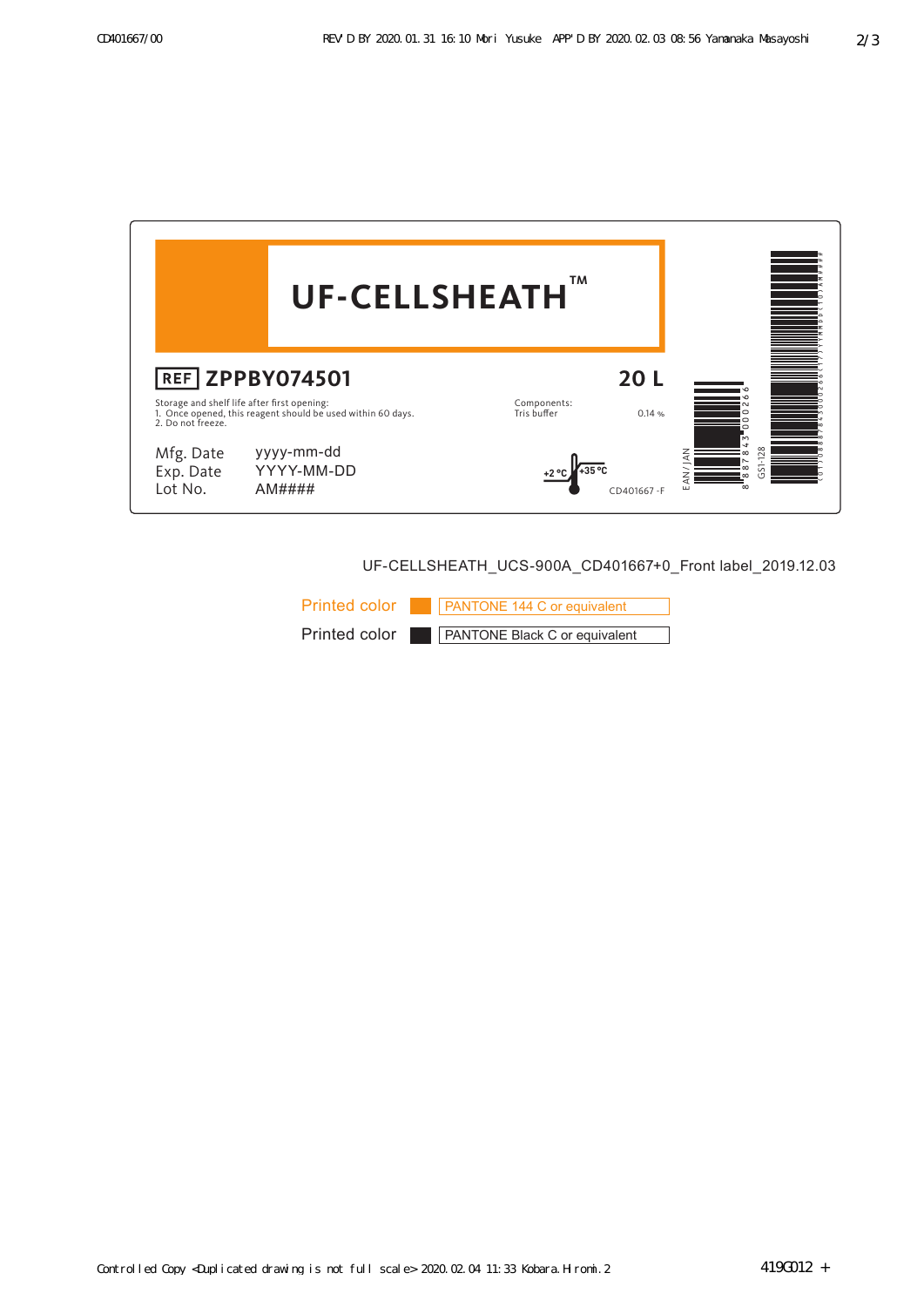# UF-CELLSHEATH™

**REF** **ZPPBY074501**

**20 L**

Storage and shelf life after first opening:
1. Once opened, this reagent should be used within 60 days.
2. Do not freeze.

Components:
Tris buffer 0.14 %

Mfg. Date yyyy-mm-dd
Exp. Date YYYY-MM-DD
Lot No. AM####

+2 °C +35 °C

CD401667 -F

EAN / JAN 8 887843 000266

GS1-128 (01)08887843000266(17)YYMMDD(10)AM####

UF-CELLSHEATH_UCS-900A_CD401667+0_Front label_2019.12.03

| Printed color | PANTONE 144 C or equivalent |
|---|---|
| Printed color | PANTONE Black C or equivalent |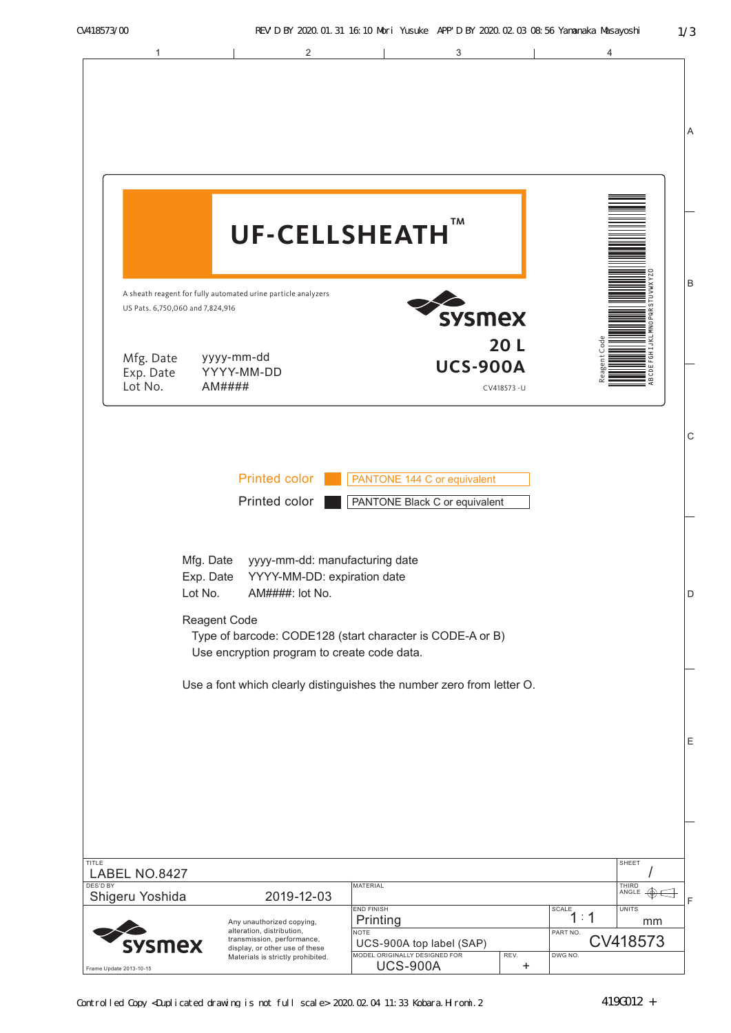CV418573/00 REV'D BY 2020.01.31 16:10 Mori Yusuke APP'D BY 2020.02.03 08:56 Yamanaka Masayoshi

# UF-CELLSHEATH™

A sheath reagent for fully automated urine particle analyzers
US Pats. 6,750,060 and 7,824,916

sysmex

**20 L**
**UCS-900A**

Mfg. Date yyyy-mm-dd
Exp. Date YYYY-MM-DD
Lot No. AM####

CV418573 -U

Reagent Code
ABCDEFGHIJKLMNOPQRSTUVWXYZ0

Printed color — PANTONE 144 C or equivalent

Printed color — PANTONE Black C or equivalent

Mfg. Date yyyy-mm-dd: manufacturing date
Exp. Date YYYY-MM-DD: expiration date
Lot No. AM####: lot No.

Reagent Code
Type of barcode: CODE128 (start character is CODE-A or B)
Use encryption program to create code data.

Use a font which clearly distinguishes the number zero from letter O.

| TITLE | | | SHEET |
|---|---|---|---|
| LABEL NO.8427 | | | / |
| DES'D BY: Shigeru Yoshida 2019-12-03 | MATERIAL | | THIRD ANGLE |
| sysmex — Any unauthorized copying, alteration, distribution, transmission, performance, display, or other use of these Materials is strictly prohibited. | END FINISH: Printing | SCALE: 1 : 1 | UNITS: mm |
| | NOTE: UCS-900A top label (SAP) | PART NO. CV418573 | |
| Frame Update 2013-10-15 | MODEL ORIGINALLY DESIGNED FOR: UCS-900A — REV. + | DWG NO. | |

Controlled Copy <Duplicated drawing is not full scale> 2020.02.04 11:33 Kobara.Hiromi.2

419G012 +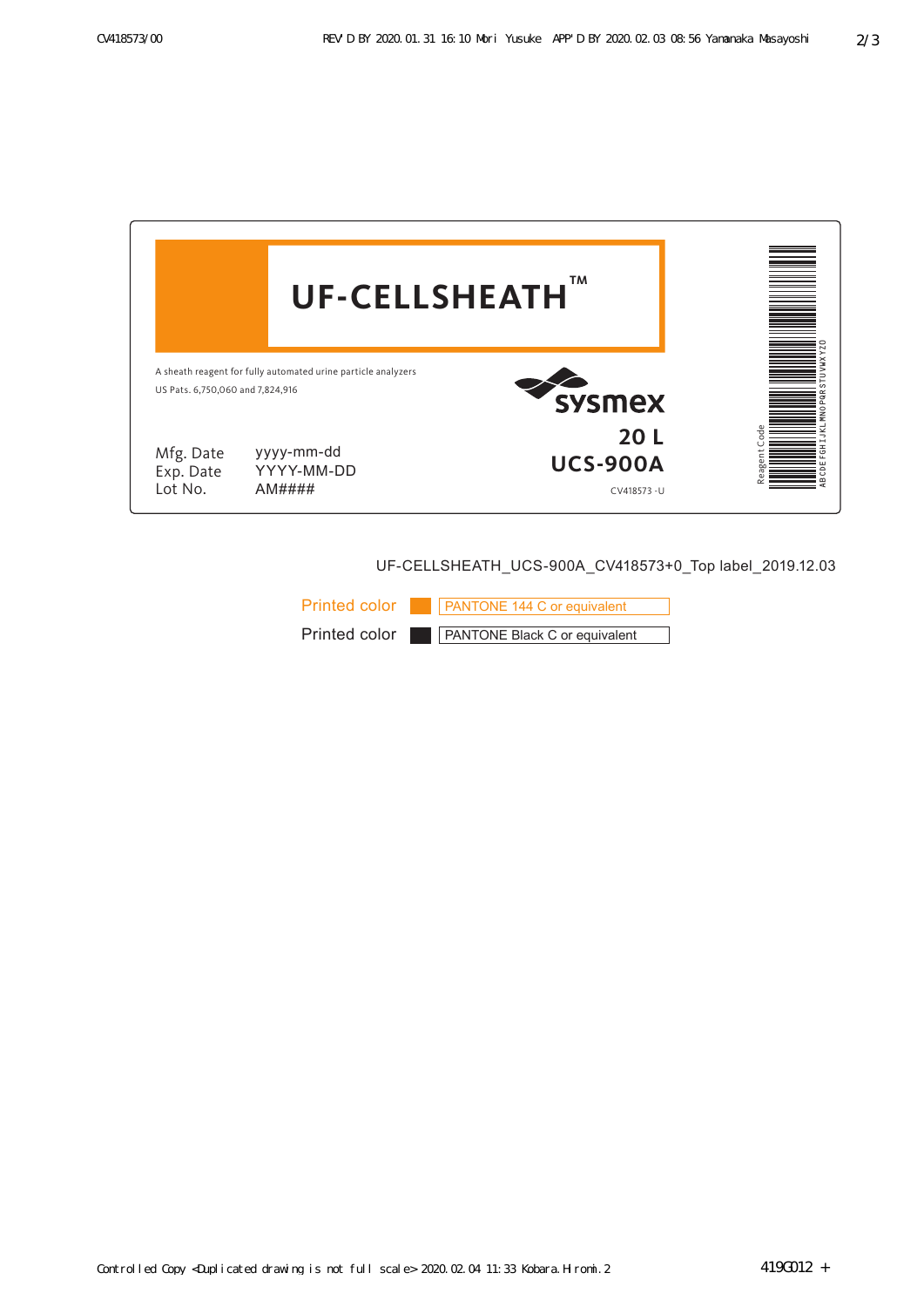# UF-CELLSHEATH™

A sheath reagent for fully automated urine particle analyzers

US Pats. 6,750,060 and 7,824,916

sysmex

**20 L**

**UCS-900A**

Mfg. Date yyyy-mm-dd

Exp. Date YYYY-MM-DD

Lot No. AM####

CV418573 -U

Reagent Code

ABCDEFGHIJKLMNOPQRSTUVWXYZ0

UF-CELLSHEATH_UCS-900A_CV418573+0_Top label_2019.12.03

Printed color PANTONE 144 C or equivalent

Printed color PANTONE Black C or equivalent

Controlled Copy <Duplicated drawing is not full scale> 2020.02.04 11:33 Kobara.Hiromi.2

419G012 +